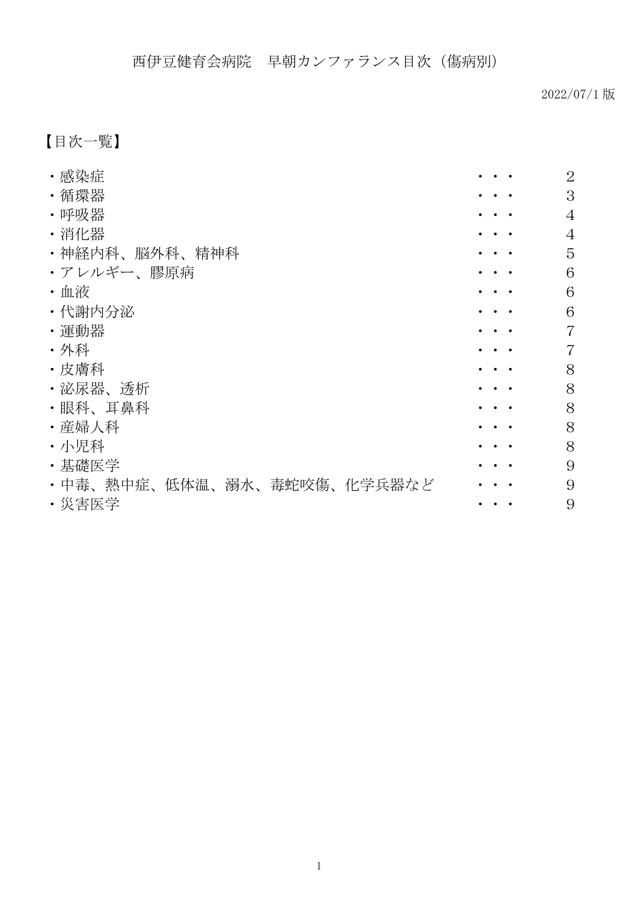# 西伊豆健育会病院　早朝カンファランス目次（傷病別）

2022/07/1 版

## 【目次一覧】

| 項目 | | ページ |
|---|---|---|
| ・感染症 | ・・・ | 2 |
| ・循環器 | ・・・ | 3 |
| ・呼吸器 | ・・・ | 4 |
| ・消化器 | ・・・ | 4 |
| ・神経内科、脳外科、精神科 | ・・・ | 5 |
| ・アレルギー、膠原病 | ・・・ | 6 |
| ・血液 | ・・・ | 6 |
| ・代謝内分泌 | ・・・ | 6 |
| ・運動器 | ・・・ | 7 |
| ・外科 | ・・・ | 7 |
| ・皮膚科 | ・・・ | 8 |
| ・泌尿器、透析 | ・・・ | 8 |
| ・眼科、耳鼻科 | ・・・ | 8 |
| ・産婦人科 | ・・・ | 8 |
| ・小児科 | ・・・ | 8 |
| ・基礎医学 | ・・・ | 9 |
| ・中毒、熱中症、低体温、溺水、毒蛇咬傷、化学兵器など | ・・・ | 9 |
| ・災害医学 | ・・・ | 9 |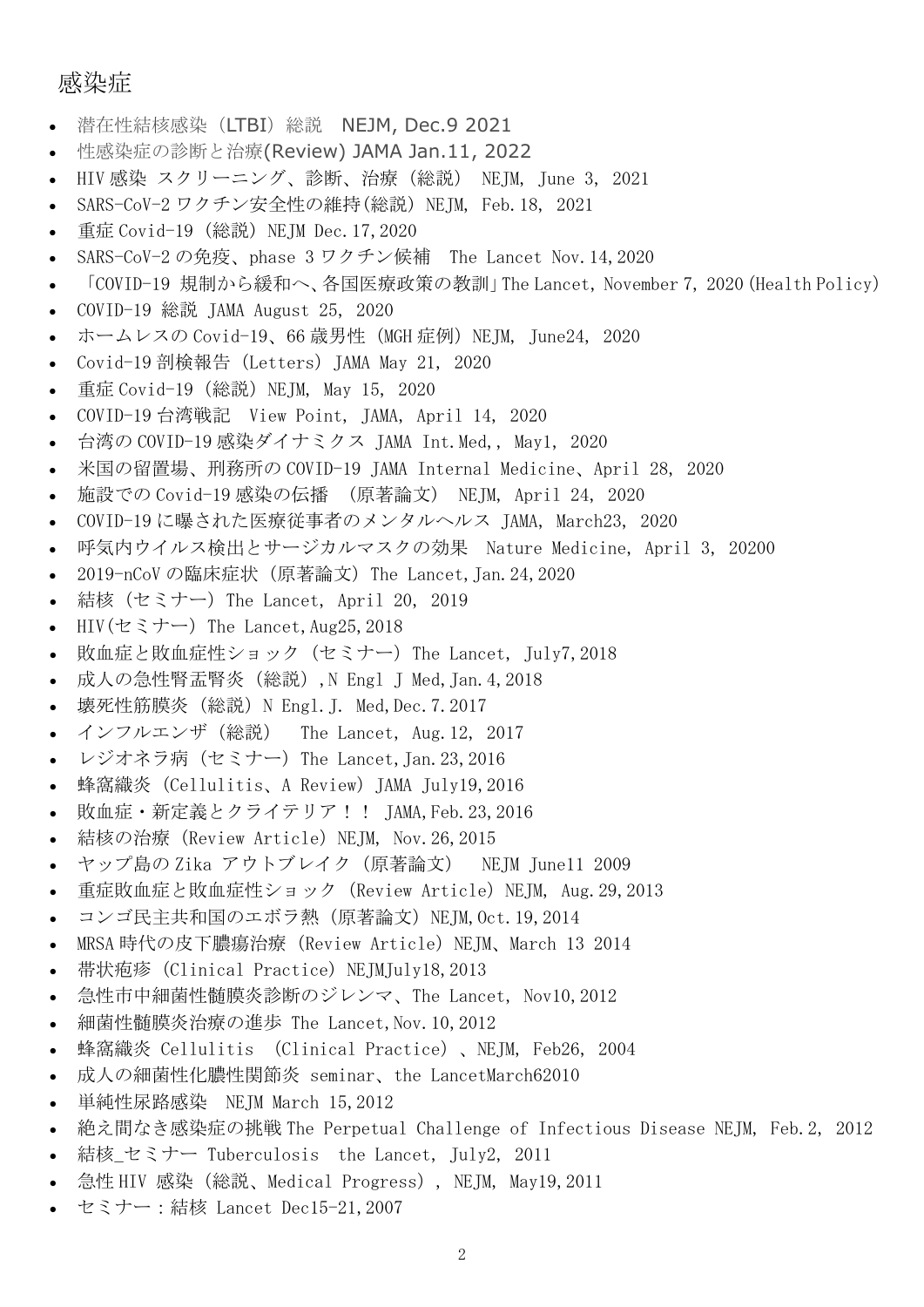# 感染症

- 潜在性結核感染（LTBI）総説　NEJM, Dec.9 2021
- 性感染症の診断と治療(Review) JAMA Jan.11, 2022
- HIV 感染 スクリーニング、診断、治療（総説） NEJM, June 3, 2021
- SARS-CoV-2 ワクチン安全性の維持(総説) NEJM, Feb.18, 2021
- 重症 Covid-19（総説）NEJM Dec.17,2020
- SARS-CoV-2 の免疫、phase 3 ワクチン候補　The Lancet Nov.14,2020
- 「COVID-19 規制から緩和へ、各国医療政策の教訓」The Lancet, November 7, 2020（Health Policy）
- COVID-19 総説 JAMA August 25, 2020
- ホームレスの Covid-19、66 歳男性（MGH 症例）NEJM, June24, 2020
- Covid-19 剖検報告（Letters）JAMA May 21, 2020
- 重症 Covid-19（総説）NEJM, May 15, 2020
- COVID-19 台湾戦記　View Point, JAMA, April 14, 2020
- 台湾の COVID-19 感染ダイナミクス JAMA Int.Med,, May1, 2020
- 米国の留置場、刑務所の COVID-19 JAMA Internal Medicine、April 28, 2020
- 施設での Covid-19 感染の伝播　（原著論文）　NEJM, April 24, 2020
- COVID-19 に曝された医療従事者のメンタルヘルス JAMA, March23, 2020
- 呼気内ウイルス検出とサージカルマスクの効果　Nature Medicine, April 3, 20200
- 2019-nCoV の臨床症状（原著論文）The Lancet,Jan.24,2020
- 結核（セミナー）The Lancet, April 20, 2019
- HIV(セミナー) The Lancet,Aug25,2018
- 敗血症と敗血症性ショック（セミナー）The Lancet, July7,2018
- 成人の急性腎盂腎炎（総説）,N Engl J Med,Jan.4,2018
- 壊死性筋膜炎（総説）N Engl.J. Med,Dec.7.2017
- インフルエンザ（総説）　The Lancet, Aug.12, 2017
- レジオネラ病（セミナー）The Lancet,Jan.23,2016
- 蜂窩織炎（Cellulitis、A Review）JAMA July19,2016
- 敗血症・新定義とクライテリア！！ JAMA,Feb.23,2016
- 結核の治療（Review Article）NEJM, Nov.26,2015
- ヤップ島の Zika アウトブレイク（原著論文）　NEJM June11 2009
- 重症敗血症と敗血症性ショック（Review Article）NEJM, Aug.29,2013
- コンゴ民主共和国のエボラ熱（原著論文）NEJM,Oct.19,2014
- MRSA 時代の皮下膿瘍治療（Review Article）NEJM、March 13 2014
- 帯状疱疹（Clinical Practice）NEJMJuly18,2013
- 急性市中細菌性髄膜炎診断のジレンマ、The Lancet, Nov10,2012
- 細菌性髄膜炎治療の進歩 The Lancet,Nov.10,2012
- 蜂窩織炎 Cellulitis　(Clinical Practice）、NEJM, Feb26, 2004
- 成人の細菌性化膿性関節炎 seminar、the LancetMarch62010
- 単純性尿路感染　NEJM March 15,2012
- 絶え間なき感染症の挑戦 The Perpetual Challenge of Infectious Disease NEJM, Feb.2, 2012
- 結核_セミナー Tuberculosis　the Lancet, July2, 2011
- 急性 HIV 感染（総説、Medical Progress）, NEJM, May19,2011
- セミナー：結核 Lancet Dec15-21,2007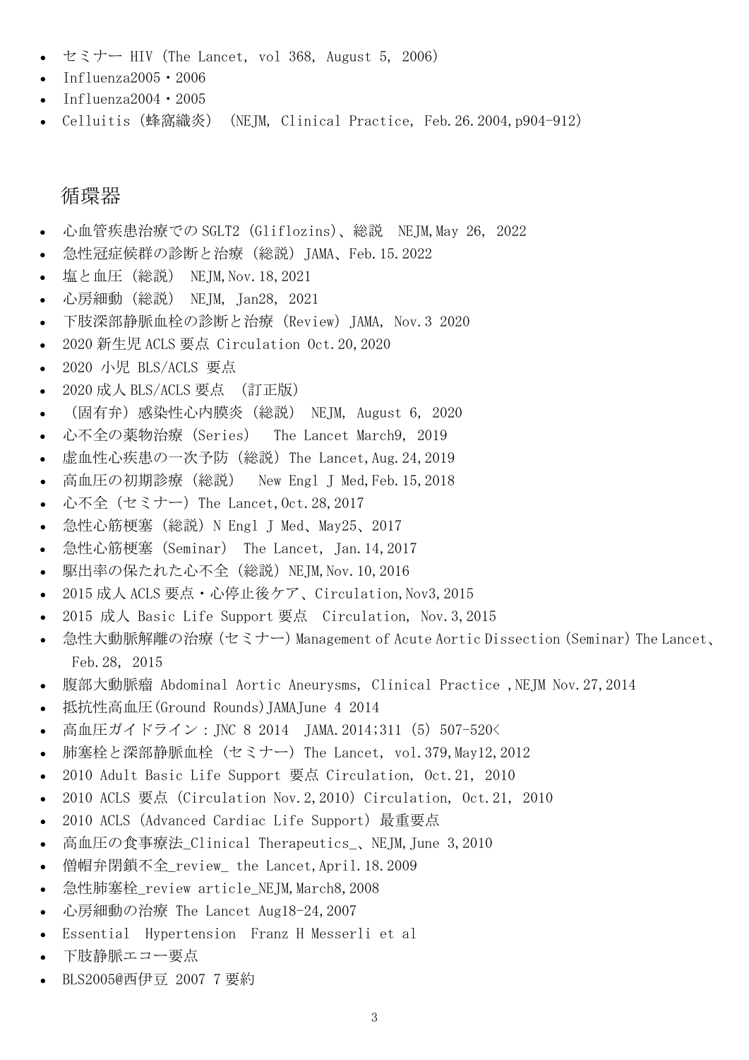- セミナー HIV (The Lancet, vol 368, August 5, 2006)
- Influenza2005・2006
- Influenza2004・2005
- Celluitis (蜂窩織炎) (NEJM, Clinical Practice, Feb.26.2004,p904-912)

## 循環器

- 心血管疾患治療での SGLT2 (Gliflozins)、総説 NEJM,May 26, 2022
- 急性冠症候群の診断と治療 (総説) JAMA、Feb.15.2022
- 塩と血圧 (総説) NEJM,Nov.18,2021
- 心房細動 (総説) NEJM, Jan28, 2021
- 下肢深部静脈血栓の診断と治療 (Review) JAMA, Nov.3 2020
- 2020 新生児 ACLS 要点 Circulation Oct.20,2020
- 2020 小児 BLS/ACLS 要点
- 2020 成人 BLS/ACLS 要点 (訂正版)
- (固有弁) 感染性心内膜炎 (総説) NEJM, August 6, 2020
- 心不全の薬物治療 (Series) The Lancet March9, 2019
- 虚血性心疾患の一次予防 (総説) The Lancet,Aug.24,2019
- 高血圧の初期診療 (総説) New Engl J Med,Feb.15,2018
- 心不全 (セミナー) The Lancet,Oct.28,2017
- 急性心筋梗塞 (総説) N Engl J Med、May25、2017
- 急性心筋梗塞 (Seminar) The Lancet, Jan.14,2017
- 駆出率の保たれた心不全 (総説) NEJM,Nov.10,2016
- 2015 成人 ACLS 要点・心停止後ケア、Circulation,Nov3,2015
- 2015 成人 Basic Life Support 要点 Circulation, Nov.3,2015
- 急性大動脈解離の治療 (セミナー) Management of Acute Aortic Dissection (Seminar) The Lancet、Feb.28, 2015
- 腹部大動脈瘤 Abdominal Aortic Aneurysms, Clinical Practice ,NEJM Nov.27,2014
- 抵抗性高血圧(Ground Rounds)JAMAJune 4 2014
- 高血圧ガイドライン：JNC 8 2014 JAMA.2014;311 (5) 507-520<
- 肺塞栓と深部静脈血栓 (セミナー) The Lancet, vol.379,May12,2012
- 2010 Adult Basic Life Support 要点 Circulation, Oct.21, 2010
- 2010 ACLS 要点 (Circulation Nov.2,2010) Circulation, Oct.21, 2010
- 2010 ACLS (Advanced Cardiac Life Support) 最重要点
- 高血圧の食事療法_Clinical Therapeutics_、NEJM,June 3,2010
- 僧帽弁閉鎖不全_review_ the Lancet,April.18.2009
- 急性肺塞栓_review article_NEJM,March8,2008
- 心房細動の治療 The Lancet Aug18-24,2007
- Essential Hypertension Franz H Messerli et al
- 下肢静脈エコー要点
- BLS2005@西伊豆 2007 7 要約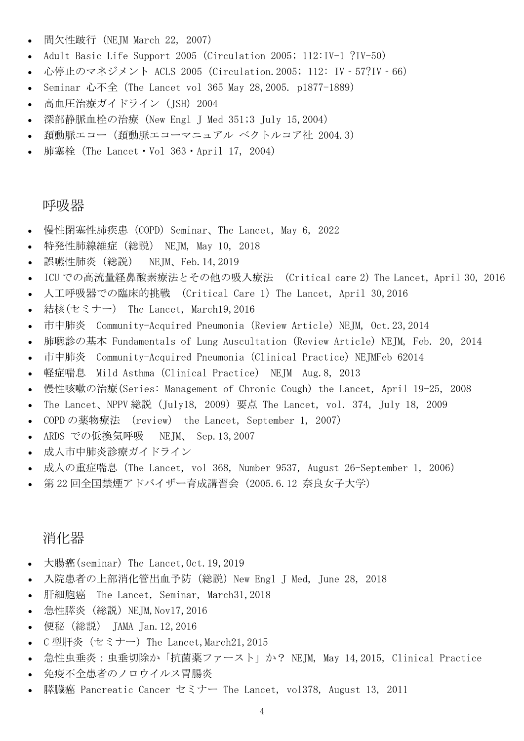- 間欠性跛行 (NEJM March 22, 2007)
- Adult Basic Life Support 2005 (Circulation 2005; 112:IV-1 ?IV-50)
- 心停止のマネジメント ACLS 2005 (Circulation.2005; 112: IV–57?IV–66)
- Seminar 心不全 (The Lancet vol 365 May 28,2005. p1877-1889)
- 高血圧治療ガイドライン (JSH) 2004
- 深部静脈血栓の治療 (New Engl J Med 351;3 July 15,2004)
- 頚動脈エコー (頚動脈エコーマニュアル ベクトルコア社 2004.3)
- 肺塞栓 (The Lancet・Vol 363・April 17, 2004)

## 呼吸器

- 慢性閉塞性肺疾患 (COPD) Seminar、The Lancet, May 6, 2022
- 特発性肺線維症 (総説) NEJM, May 10, 2018
- 誤嚥性肺炎 (総説) NEJM、Feb.14,2019
- ICU での高流量経鼻酸素療法とその他の吸入療法 (Critical care 2) The Lancet, April 30, 2016
- 人工呼吸器での臨床的挑戦 (Critical Care 1) The Lancet, April 30,2016
- 結核(セミナー) The Lancet, March19,2016
- 市中肺炎 Community-Acquired Pneumonia (Review Article) NEJM, Oct.23,2014
- 肺聴診の基本 Fundamentals of Lung Auscultation (Review Article) NEJM, Feb. 20, 2014
- 市中肺炎 Community-Acquired Pneumonia (Clinical Practice) NEJMFeb 62014
- 軽症喘息 Mild Asthma (Clinical Practice) NEJM Aug.8, 2013
- 慢性咳嗽の治療(Series: Management of Chronic Cough) the Lancet, April 19-25, 2008
- The Lancet、NPPV 総説 (July18, 2009) 要点 The Lancet, vol. 374, July 18, 2009
- COPD の薬物療法 (review) the Lancet, September 1, 2007)
- ARDS での低換気呼吸 NEJM、Sep.13,2007
- 成人市中肺炎診療ガイドライン
- 成人の重症喘息 (The Lancet, vol 368, Number 9537, August 26-September 1, 2006)
- 第 22 回全国禁煙アドバイザー育成講習会 (2005.6.12 奈良女子大学)

## 消化器

- 大腸癌(seminar) The Lancet,Oct.19,2019
- 入院患者の上部消化管出血予防 (総説) New Engl J Med, June 28, 2018
- 肝細胞癌 The Lancet, Seminar, March31,2018
- 急性膵炎 (総説) NEJM,Nov17,2016
- 便秘 (総説) JAMA Jan.12,2016
- C 型肝炎 (セミナー) The Lancet,March21,2015
- 急性虫垂炎：虫垂切除か「抗菌薬ファースト」か？ NEJM, May 14,2015, Clinical Practice
- 免疫不全患者のノロウイルス胃腸炎
- 膵臓癌 Pancreatic Cancer セミナー The Lancet, vol378, August 13, 2011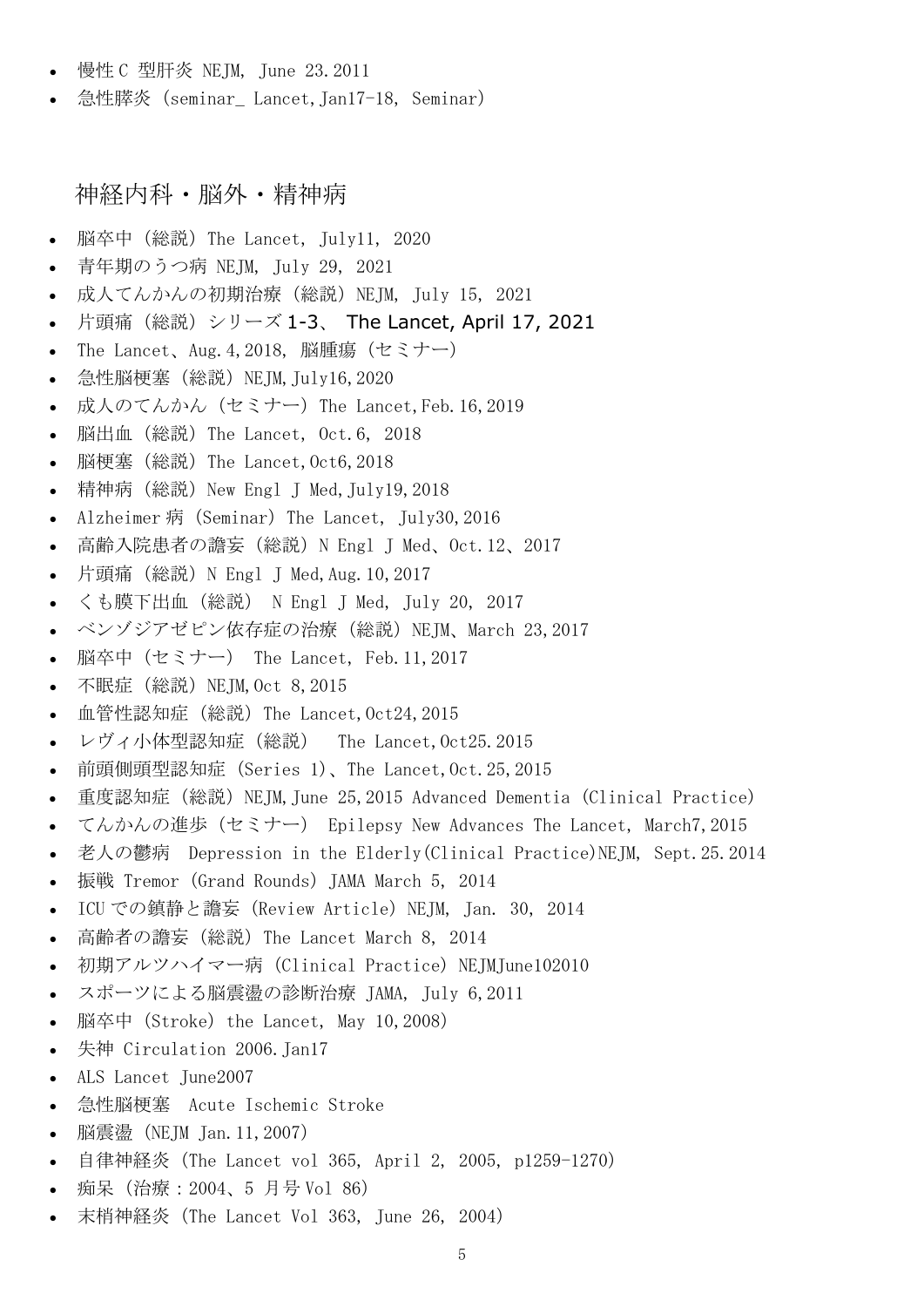- 慢性 C 型肝炎 NEJM, June 23.2011
- 急性膵炎（seminar_ Lancet,Jan17-18, Seminar）

## 神経内科・脳外・精神病

- 脳卒中（総説）The Lancet, July11, 2020
- 青年期のうつ病 NEJM, July 29, 2021
- 成人てんかんの初期治療（総説）NEJM, July 15, 2021
- 片頭痛（総説）シリーズ 1-3、 The Lancet, April 17, 2021
- The Lancet、Aug.4,2018, 脳腫瘍（セミナー）
- 急性脳梗塞（総説）NEJM,July16,2020
- 成人のてんかん（セミナー）The Lancet,Feb.16,2019
- 脳出血（総説）The Lancet, Oct.6, 2018
- 脳梗塞（総説）The Lancet,Oct6,2018
- 精神病（総説）New Engl J Med,July19,2018
- Alzheimer 病（Seminar）The Lancet, July30,2016
- 高齢入院患者の譫妄（総説）N Engl J Med、Oct.12、2017
- 片頭痛（総説）N Engl J Med,Aug.10,2017
- くも膜下出血（総説） N Engl J Med, July 20, 2017
- ベンゾジアゼピン依存症の治療（総説）NEJM、March 23,2017
- 脳卒中（セミナー） The Lancet, Feb.11,2017
- 不眠症（総説）NEJM,Oct 8,2015
- 血管性認知症（総説）The Lancet,Oct24,2015
- レヴィ小体型認知症（総説）　The Lancet,Oct25.2015
- 前頭側頭型認知症（Series 1）、The Lancet,Oct.25,2015
- 重度認知症（総説）NEJM,June 25,2015 Advanced Dementia (Clinical Practice)
- てんかんの進歩（セミナー） Epilepsy New Advances The Lancet, March7,2015
- 老人の鬱病 Depression in the Elderly(Clinical Practice)NEJM, Sept.25.2014
- 振戦 Tremor (Grand Rounds) JAMA March 5, 2014
- ICU での鎮静と譫妄（Review Article）NEJM, Jan. 30, 2014
- 高齢者の譫妄（総説）The Lancet March 8, 2014
- 初期アルツハイマー病（Clinical Practice）NEJMJune102010
- スポーツによる脳震盪の診断治療 JAMA, July 6,2011
- 脳卒中（Stroke）the Lancet, May 10,2008）
- 失神 Circulation 2006.Jan17
- ALS Lancet June2007
- 急性脳梗塞　Acute Ischemic Stroke
- 脳震盪（NEJM Jan.11,2007）
- 自律神経炎（The Lancet vol 365, April 2, 2005, p1259-1270）
- 痴呆（治療：2004、5 月号 Vol 86）
- 末梢神経炎（The Lancet Vol 363, June 26, 2004）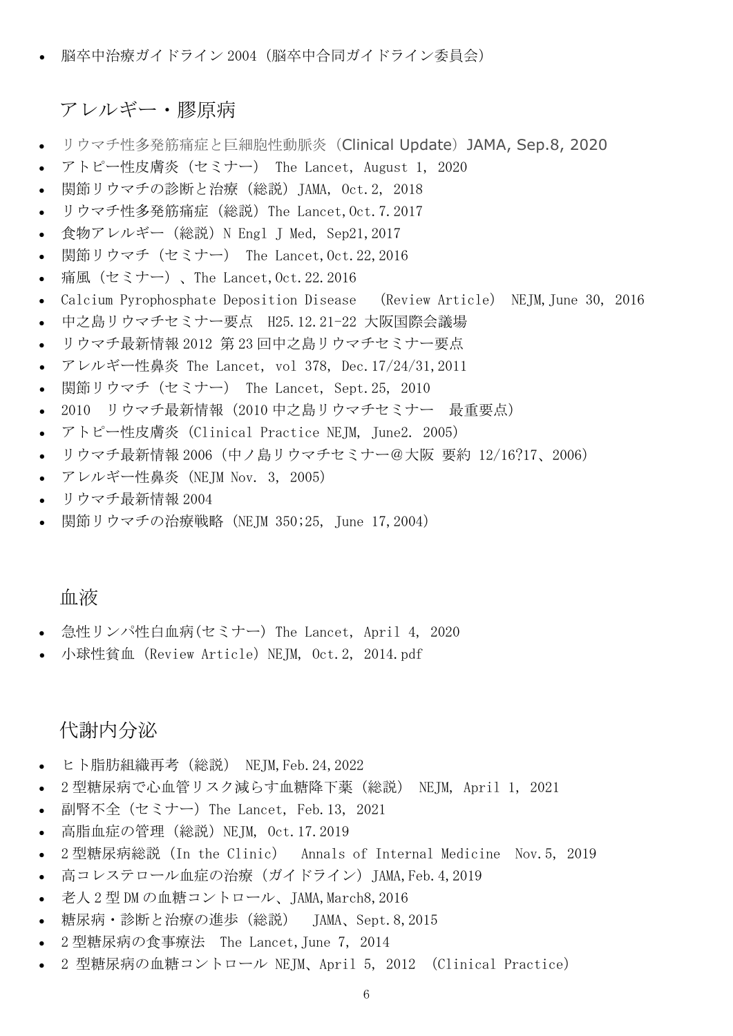- 脳卒中治療ガイドライン 2004（脳卒中合同ガイドライン委員会）

## アレルギー・膠原病

- リウマチ性多発筋痛症と巨細胞性動脈炎（Clinical Update）JAMA, Sep.8, 2020
- アトピー性皮膚炎（セミナー） The Lancet, August 1, 2020
- 関節リウマチの診断と治療（総説）JAMA, Oct.2, 2018
- リウマチ性多発筋痛症（総説）The Lancet,Oct.7.2017
- 食物アレルギー（総説）N Engl J Med, Sep21,2017
- 関節リウマチ（セミナー） The Lancet,Oct.22,2016
- 痛風（セミナー）、The Lancet,Oct.22.2016
- Calcium Pyrophosphate Deposition Disease (Review Article) NEJM,June 30, 2016
- 中之島リウマチセミナー要点 H25.12.21-22 大阪国際会議場
- リウマチ最新情報 2012 第 23 回中之島リウマチセミナー要点
- アレルギー性鼻炎 The Lancet, vol 378, Dec.17/24/31,2011
- 関節リウマチ（セミナー） The Lancet, Sept.25, 2010
- 2010 リウマチ最新情報（2010 中之島リウマチセミナー 最重要点）
- アトピー性皮膚炎（Clinical Practice NEJM, June2. 2005）
- リウマチ最新情報 2006（中ノ島リウマチセミナー＠大阪 要約 12/16?17、2006）
- アレルギー性鼻炎（NEJM Nov. 3, 2005）
- リウマチ最新情報 2004
- 関節リウマチの治療戦略（NEJM 350;25, June 17,2004）

## 血液

- 急性リンパ性白血病(セミナー) The Lancet, April 4, 2020
- 小球性貧血（Review Article）NEJM, Oct.2, 2014.pdf

## 代謝内分泌

- ヒト脂肪組織再考（総説） NEJM,Feb.24,2022
- 2 型糖尿病で心血管リスク減らす血糖降下薬（総説） NEJM, April 1, 2021
- 副腎不全（セミナー）The Lancet, Feb.13, 2021
- 高脂血症の管理（総説）NEJM, Oct.17.2019
- 2 型糖尿病総説（In the Clinic） Annals of Internal Medicine Nov.5, 2019
- 高コレステロール血症の治療（ガイドライン）JAMA,Feb.4,2019
- 老人 2 型 DM の血糖コントロール、JAMA,March8,2016
- 糖尿病・診断と治療の進歩（総説） JAMA、Sept.8,2015
- 2 型糖尿病の食事療法 The Lancet,June 7, 2014
- 2 型糖尿病の血糖コントロール NEJM、April 5, 2012 (Clinical Practice)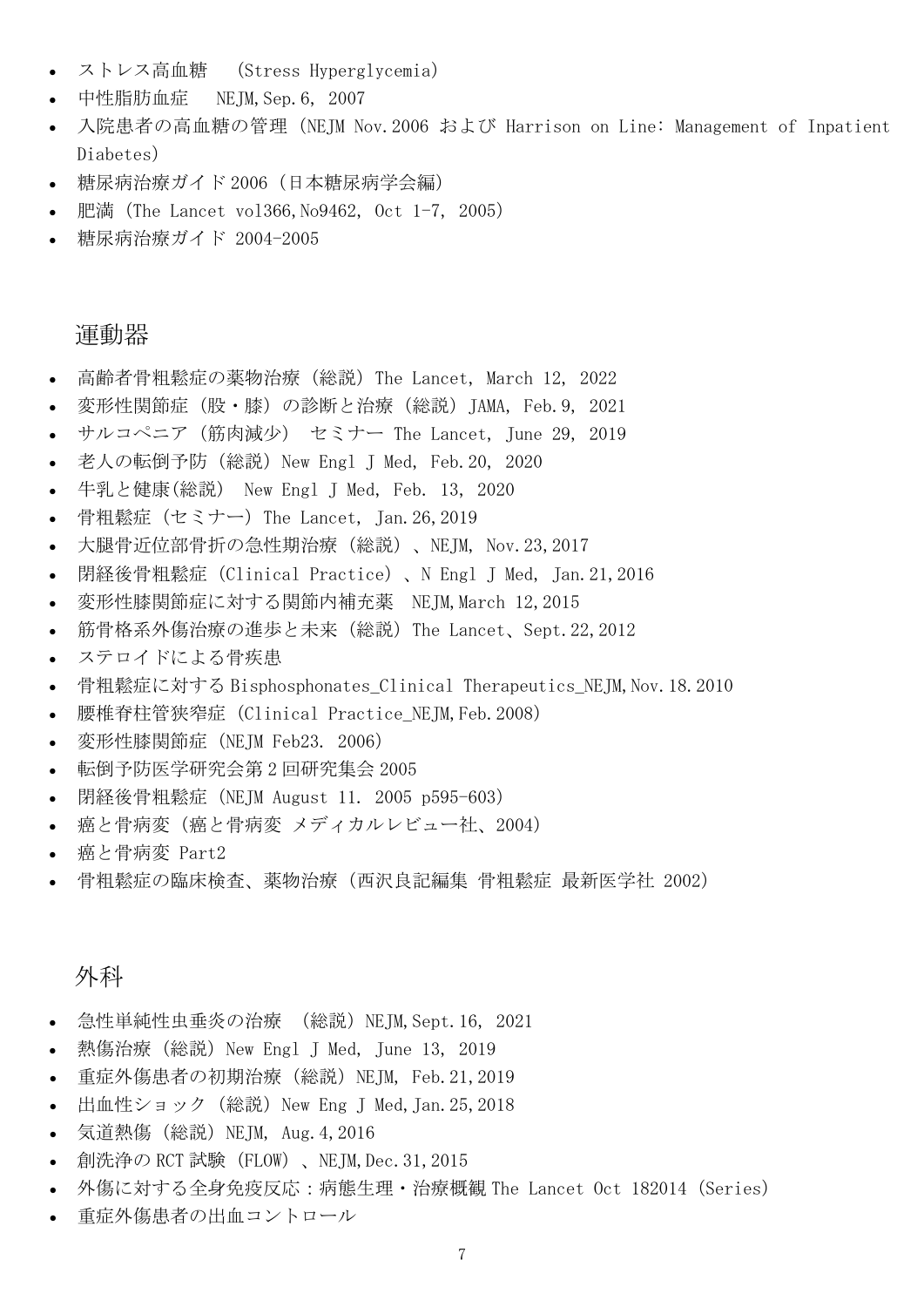- ストレス高血糖　(Stress Hyperglycemia)
- 中性脂肪血症　NEJM,Sep.6, 2007
- 入院患者の高血糖の管理（NEJM Nov.2006 および Harrison on Line: Management of Inpatient Diabetes）
- 糖尿病治療ガイド 2006（日本糖尿病学会編）
- 肥満（The Lancet vol366,No9462, Oct 1-7, 2005）
- 糖尿病治療ガイド 2004-2005

## 運動器

- 高齢者骨粗鬆症の薬物治療（総説）The Lancet, March 12, 2022
- 変形性関節症（股・膝）の診断と治療（総説）JAMA, Feb.9, 2021
- サルコペニア（筋肉減少）セミナー The Lancet, June 29, 2019
- 老人の転倒予防（総説）New Engl J Med, Feb.20, 2020
- 牛乳と健康(総説)　New Engl J Med, Feb. 13, 2020
- 骨粗鬆症（セミナー）The Lancet, Jan.26,2019
- 大腿骨近位部骨折の急性期治療（総説）、NEJM, Nov.23,2017
- 閉経後骨粗鬆症（Clinical Practice）、N Engl J Med, Jan.21,2016
- 変形性膝関節症に対する関節内補充薬　NEJM,March 12,2015
- 筋骨格系外傷治療の進歩と未来（総説）The Lancet、Sept.22,2012
- ステロイドによる骨疾患
- 骨粗鬆症に対する Bisphosphonates_Clinical Therapeutics_NEJM,Nov.18.2010
- 腰椎脊柱管狭窄症（Clinical Practice_NEJM,Feb.2008）
- 変形性膝関節症（NEJM Feb23. 2006）
- 転倒予防医学研究会第 2 回研究集会 2005
- 閉経後骨粗鬆症（NEJM August 11. 2005 p595-603）
- 癌と骨病変（癌と骨病変 メディカルレビュー社、2004）
- 癌と骨病変 Part2
- 骨粗鬆症の臨床検査、薬物治療（西沢良記編集 骨粗鬆症 最新医学社 2002）

## 外科

- 急性単純性虫垂炎の治療　（総説）NEJM,Sept.16, 2021
- 熱傷治療（総説）New Engl J Med, June 13, 2019
- 重症外傷患者の初期治療（総説）NEJM, Feb.21,2019
- 出血性ショック（総説）New Eng J Med,Jan.25,2018
- 気道熱傷（総説）NEJM, Aug.4,2016
- 創洗浄の RCT 試験（FLOW）、NEJM,Dec.31,2015
- 外傷に対する全身免疫反応：病態生理・治療概観 The Lancet Oct 182014（Series）
- 重症外傷患者の出血コントロール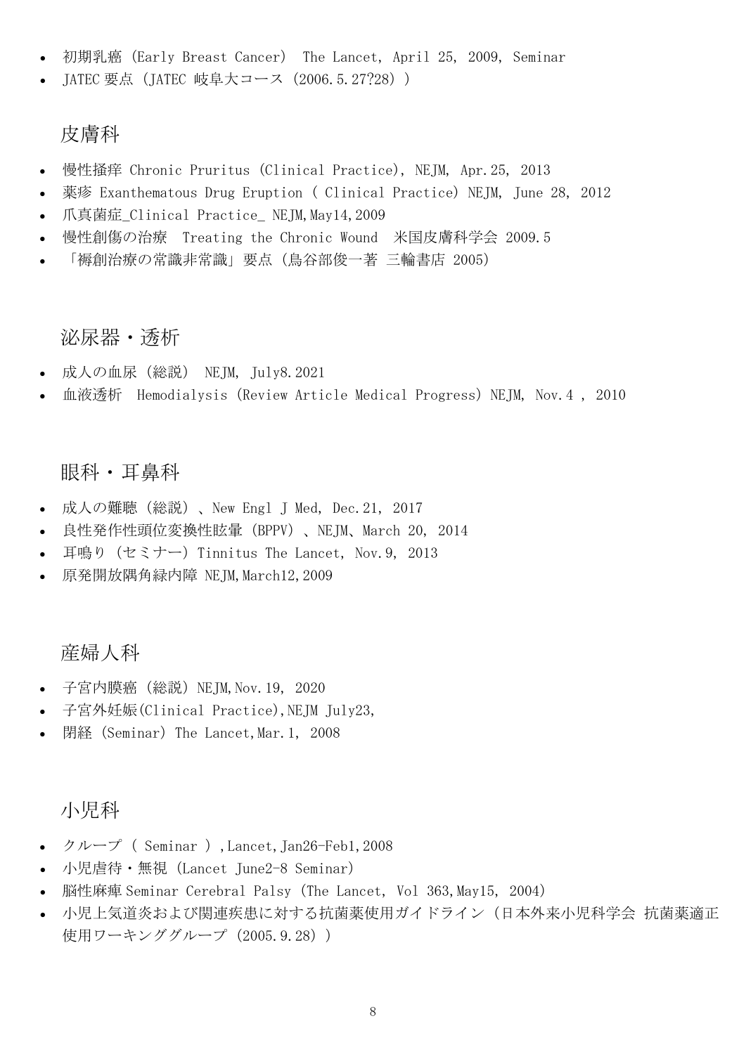- 初期乳癌 (Early Breast Cancer) The Lancet, April 25, 2009, Seminar
- JATEC 要点 (JATEC 岐阜大コース (2006.5.27?28) )

## 皮膚科

- 慢性掻痒 Chronic Pruritus (Clinical Practice), NEJM, Apr.25, 2013
- 薬疹 Exanthematous Drug Eruption ( Clinical Practice) NEJM, June 28, 2012
- 爪真菌症_Clinical Practice_ NEJM,May14,2009
- 慢性創傷の治療 Treating the Chronic Wound 米国皮膚科学会 2009.5
- 「褥創治療の常識非常識」要点 (鳥谷部俊一著 三輪書店 2005)

## 泌尿器・透析

- 成人の血尿 (総説) NEJM, July8.2021
- 血液透析 Hemodialysis (Review Article Medical Progress) NEJM, Nov.4 , 2010

## 眼科・耳鼻科

- 成人の難聴 (総説) 、New Engl J Med, Dec.21, 2017
- 良性発作性頭位変換性眩暈 (BPPV) 、NEJM、March 20, 2014
- 耳鳴り (セミナー) Tinnitus The Lancet, Nov.9, 2013
- 原発開放隅角緑内障 NEJM,March12,2009

## 産婦人科

- 子宮内膜癌 (総説) NEJM,Nov.19, 2020
- 子宮外妊娠(Clinical Practice),NEJM July23,
- 閉経 (Seminar) The Lancet,Mar.1, 2008

## 小児科

- クループ ( Seminar ) ,Lancet,Jan26-Feb1,2008
- 小児虐待・無視 (Lancet June2-8 Seminar)
- 脳性麻痺 Seminar Cerebral Palsy (The Lancet, Vol 363,May15, 2004)
- 小児上気道炎および関連疾患に対する抗菌薬使用ガイドライン (日本外来小児科学会 抗菌薬適正使用ワーキンググループ (2005.9.28) )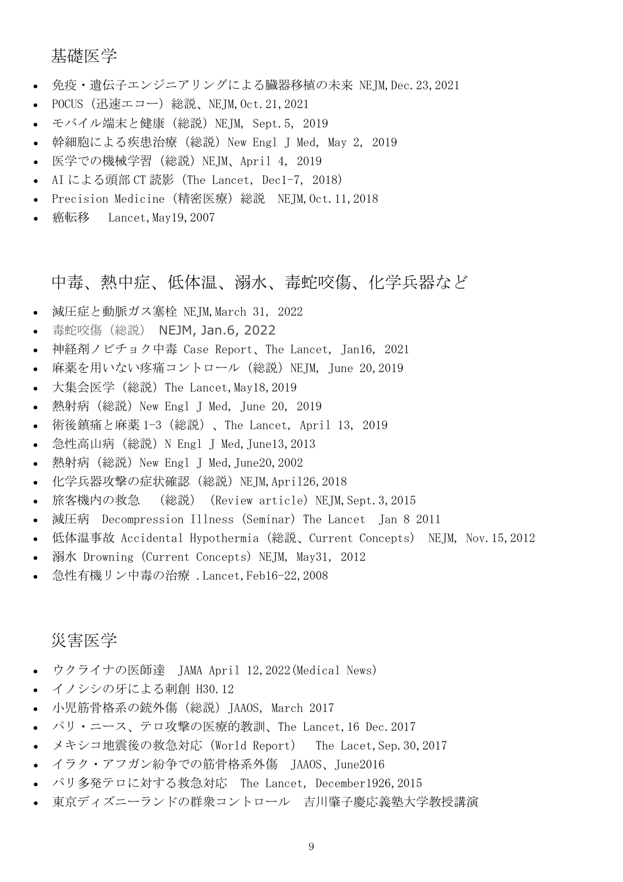## 基礎医学

- 免疫・遺伝子エンジニアリングによる臓器移植の未来 NEJM,Dec.23,2021
- POCUS（迅速エコー）総説、NEJM,Oct.21,2021
- モバイル端末と健康（総説）NEJM, Sept.5, 2019
- 幹細胞による疾患治療（総説）New Engl J Med, May 2, 2019
- 医学での機械学習（総説）NEJM、April 4, 2019
- AI による頭部 CT 読影（The Lancet, Dec1-7, 2018）
- Precision Medicine（精密医療）総説　NEJM,Oct.11,2018
- 癌転移　 Lancet,May19,2007

## 中毒、熱中症、低体温、溺水、毒蛇咬傷、化学兵器など

- 減圧症と動脈ガス塞栓 NEJM,March 31, 2022
- 毒蛇咬傷（総説） NEJM, Jan.6, 2022
- 神経剤ノビチョク中毒 Case Report、The Lancet, Jan16, 2021
- 麻薬を用いない疼痛コントロール（総説）NEJM, June 20,2019
- 大集会医学（総説）The Lancet,May18,2019
- 熱射病（総説）New Engl J Med, June 20, 2019
- 術後鎮痛と麻薬 1-3（総説）、The Lancet, April 13, 2019
- 急性高山病（総説）N Engl J Med,June13,2013
- 熱射病（総説）New Engl J Med,June20,2002
- 化学兵器攻撃の症状確認（総説）NEJM,April26,2018
- 旅客機内の救急　（総説）（Review article）NEJM,Sept.3,2015
- 減圧病　Decompression Illness（Seminar）The Lancet　Jan 8 2011
- 低体温事故 Accidental Hypothermia（総説、Current Concepts）　NEJM, Nov.15,2012
- 溺水 Drowning（Current Concepts）NEJM, May31, 2012
- 急性有機リン中毒の治療 .Lancet,Feb16-22,2008

## 災害医学

- ウクライナの医師達　JAMA April 12,2022(Medical News)
- イノシシの牙による刺創 H30.12
- 小児筋骨格系の銃外傷（総説）JAAOS, March 2017
- パリ・ニース、テロ攻撃の医療的教訓、The Lancet,16 Dec.2017
- メキシコ地震後の救急対応（World Report）　The Lacet,Sep.30,2017
- イラク・アフガン紛争での筋骨格系外傷　JAAOS、June2016
- パリ多発テロに対する救急対応　The Lancet, December1926,2015
- 東京ディズニーランドの群衆コントロール　吉川肇子慶応義塾大学教授講演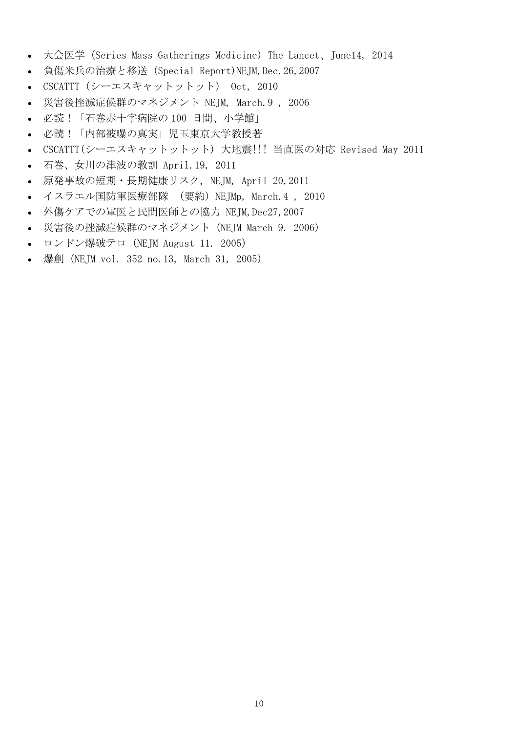- 大会医学（Series Mass Gatherings Medicine）The Lancet、June14, 2014
- 負傷米兵の治療と移送（Special Report)NEJM,Dec.26,2007
- CSCATTT（シーエスキャットットット） Oct, 2010
- 災害後挫滅症候群のマネジメント NEJM, March.9 , 2006
- 必読！「石巻赤十字病院の 100 日間、小学館」
- 必読！「内部被曝の真実」児玉東京大学教授著
- CSCATTT(シーエスキャットットット) 大地震!!! 当直医の対応 Revised May 2011
- 石巻、女川の津波の教訓 April.19, 2011
- 原発事故の短期・長期健康リスク, NEJM, April 20,2011
- イスラエル国防軍医療部隊 （要約）NEJMp, March.4 , 2010
- 外傷ケアでの軍医と民間医師との協力 NEJM,Dec27,2007
- 災害後の挫滅症候群のマネジメント（NEJM March 9. 2006）
- ロンドン爆破テロ（NEJM August 11. 2005）
- 爆創（NEJM vol. 352 no.13, March 31, 2005）